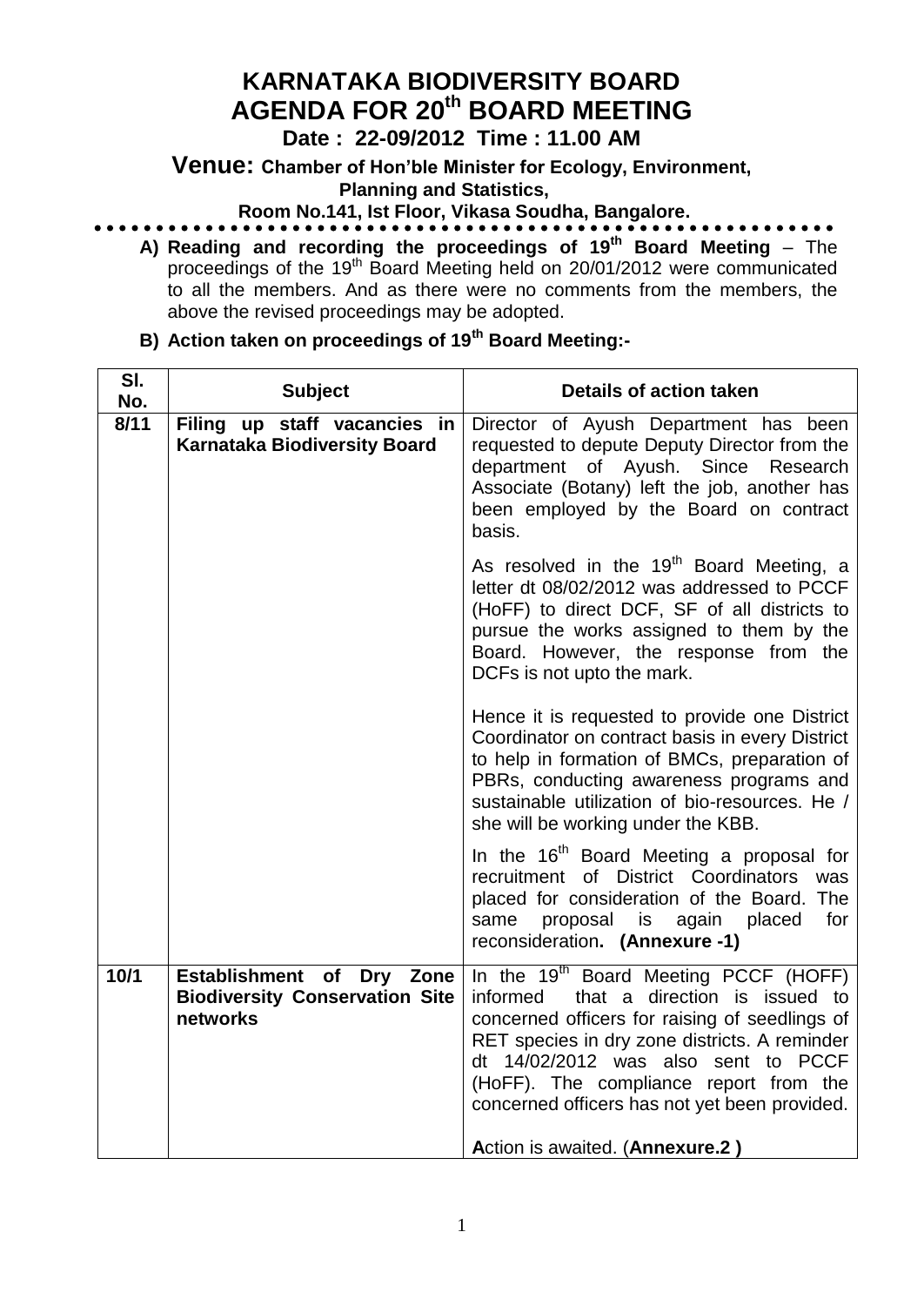# KARNATAKA BIODIVERSITY BOARD
# AGENDA FOR 20th BOARD MEETING

**Date : 22-09/2012 Time : 11.00 AM**

**Venue: Chamber of Hon'ble Minister for Ecology, Environment, Planning and Statistics, Room No.141, Ist Floor, Vikasa Soudha, Bangalore.**

**A) Reading and recording the proceedings of 19th Board Meeting** – The proceedings of the 19th Board Meeting held on 20/01/2012 were communicated to all the members. And as there were no comments from the members, the above the revised proceedings may be adopted.

**B) Action taken on proceedings of 19th Board Meeting:-**

| Sl. No. | Subject | Details of action taken |
|---|---|---|
| 8/11 | **Filing up staff vacancies in Karnataka Biodiversity Board** | Director of Ayush Department has been requested to depute Deputy Director from the department of Ayush. Since Research Associate (Botany) left the job, another has been employed by the Board on contract basis.<br><br>As resolved in the 19th Board Meeting, a letter dt 08/02/2012 was addressed to PCCF (HoFF) to direct DCF, SF of all districts to pursue the works assigned to them by the Board. However, the response from the DCFs is not upto the mark.<br><br>Hence it is requested to provide one District Coordinator on contract basis in every District to help in formation of BMCs, preparation of PBRs, conducting awareness programs and sustainable utilization of bio-resources. He / she will be working under the KBB.<br><br>In the 16th Board Meeting a proposal for recruitment of District Coordinators was placed for consideration of the Board. The same proposal is again placed for reconsideration**. (Annexure -1)** |
| 10/1 | **Establishment of Dry Zone Biodiversity Conservation Site networks** | In the 19th Board Meeting PCCF (HOFF) informed that a direction is issued to concerned officers for raising of seedlings of RET species in dry zone districts. A reminder dt 14/02/2012 was also sent to PCCF (HoFF). The compliance report from the concerned officers has not yet been provided.<br><br>**A**ction is awaited. (**Annexure.2 )** |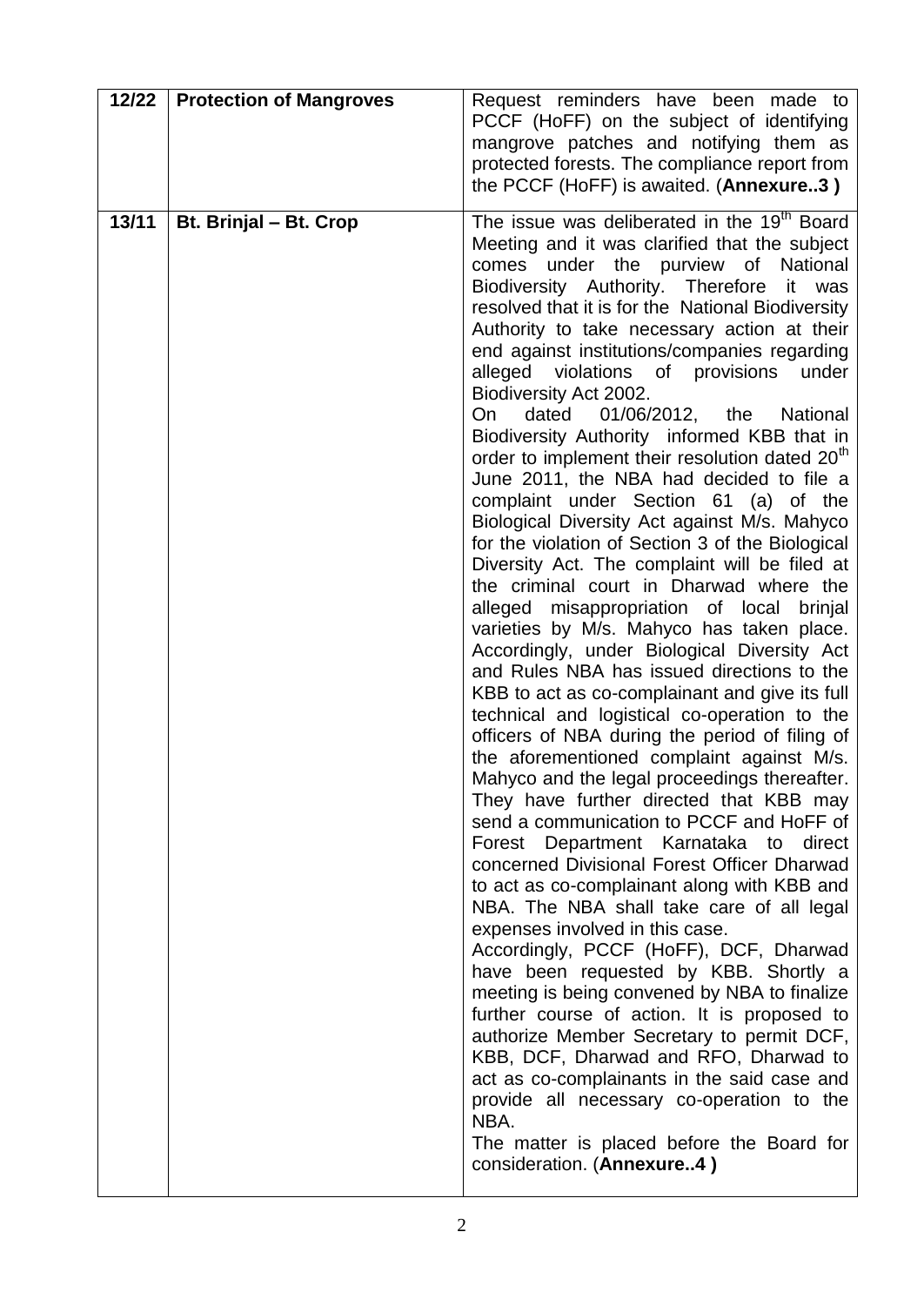| 12/22 | **Protection of Mangroves** | Request reminders have been made to PCCF (HoFF) on the subject of identifying mangrove patches and notifying them as protected forests. The compliance report from the PCCF (HoFF) is awaited. (**Annexure..3 )** |
|---|---|---|
| 13/11 | **Bt. Brinjal – Bt. Crop** | The issue was deliberated in the 19th Board Meeting and it was clarified that the subject comes under the purview of National Biodiversity Authority. Therefore it was resolved that it is for the National Biodiversity Authority to take necessary action at their end against institutions/companies regarding alleged violations of provisions under Biodiversity Act 2002.<br>On dated 01/06/2012, the National Biodiversity Authority informed KBB that in order to implement their resolution dated 20th June 2011, the NBA had decided to file a complaint under Section 61 (a) of the Biological Diversity Act against M/s. Mahyco for the violation of Section 3 of the Biological Diversity Act. The complaint will be filed at the criminal court in Dharwad where the alleged misappropriation of local brinjal varieties by M/s. Mahyco has taken place. Accordingly, under Biological Diversity Act and Rules NBA has issued directions to the KBB to act as co-complainant and give its full technical and logistical co-operation to the officers of NBA during the period of filing of the aforementioned complaint against M/s. Mahyco and the legal proceedings thereafter. They have further directed that KBB may send a communication to PCCF and HoFF of Forest Department Karnataka to direct concerned Divisional Forest Officer Dharwad to act as co-complainant along with KBB and NBA. The NBA shall take care of all legal expenses involved in this case.<br>Accordingly, PCCF (HoFF), DCF, Dharwad have been requested by KBB. Shortly a meeting is being convened by NBA to finalize further course of action. It is proposed to authorize Member Secretary to permit DCF, KBB, DCF, Dharwad and RFO, Dharwad to act as co-complainants in the said case and provide all necessary co-operation to the NBA.<br>The matter is placed before the Board for consideration. (**Annexure..4 )** |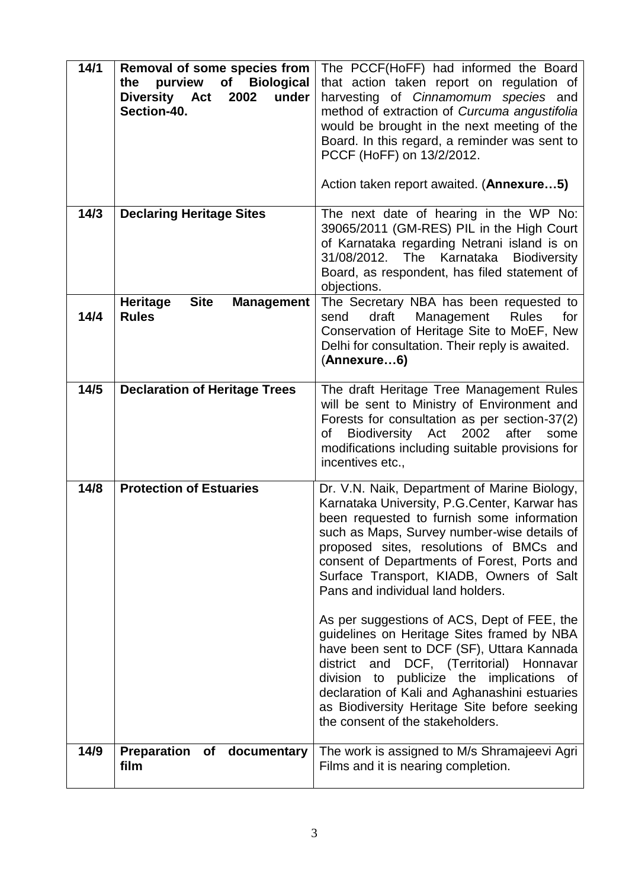| | | |
|---|---|---|
| **14/1** | **Removal of some species from the purview of Biological Diversity Act 2002 under Section-40.** | The PCCF(HoFF) had informed the Board that action taken report on regulation of harvesting of *Cinnamomum species* and method of extraction of *Curcuma angustifolia* would be brought in the next meeting of the Board. In this regard, a reminder was sent to PCCF (HoFF) on 13/2/2012.<br><br>Action taken report awaited. (**Annexure…5)** |
| **14/3** | **Declaring Heritage Sites** | The next date of hearing in the WP No: 39065/2011 (GM-RES) PIL in the High Court of Karnataka regarding Netrani island is on 31/08/2012. The Karnataka Biodiversity Board, as respondent, has filed statement of objections. |
| **14/4** | **Heritage Site Management Rules** | The Secretary NBA has been requested to send draft Management Rules for Conservation of Heritage Site to MoEF, New Delhi for consultation. Their reply is awaited. (**Annexure…6)** |
| **14/5** | **Declaration of Heritage Trees** | The draft Heritage Tree Management Rules will be sent to Ministry of Environment and Forests for consultation as per section-37(2) of Biodiversity Act 2002 after some modifications including suitable provisions for incentives etc., |
| **14/8** | **Protection of Estuaries** | Dr. V.N. Naik, Department of Marine Biology, Karnataka University, P.G.Center, Karwar has been requested to furnish some information such as Maps, Survey number-wise details of proposed sites, resolutions of BMCs and consent of Departments of Forest, Ports and Surface Transport, KIADB, Owners of Salt Pans and individual land holders.<br><br>As per suggestions of ACS, Dept of FEE, the guidelines on Heritage Sites framed by NBA have been sent to DCF (SF), Uttara Kannada district and DCF, (Territorial) Honnavar division to publicize the implications of declaration of Kali and Aghanashini estuaries as Biodiversity Heritage Site before seeking the consent of the stakeholders. |
| **14/9** | **Preparation of documentary film** | The work is assigned to M/s Shramajeevi Agri Films and it is nearing completion. |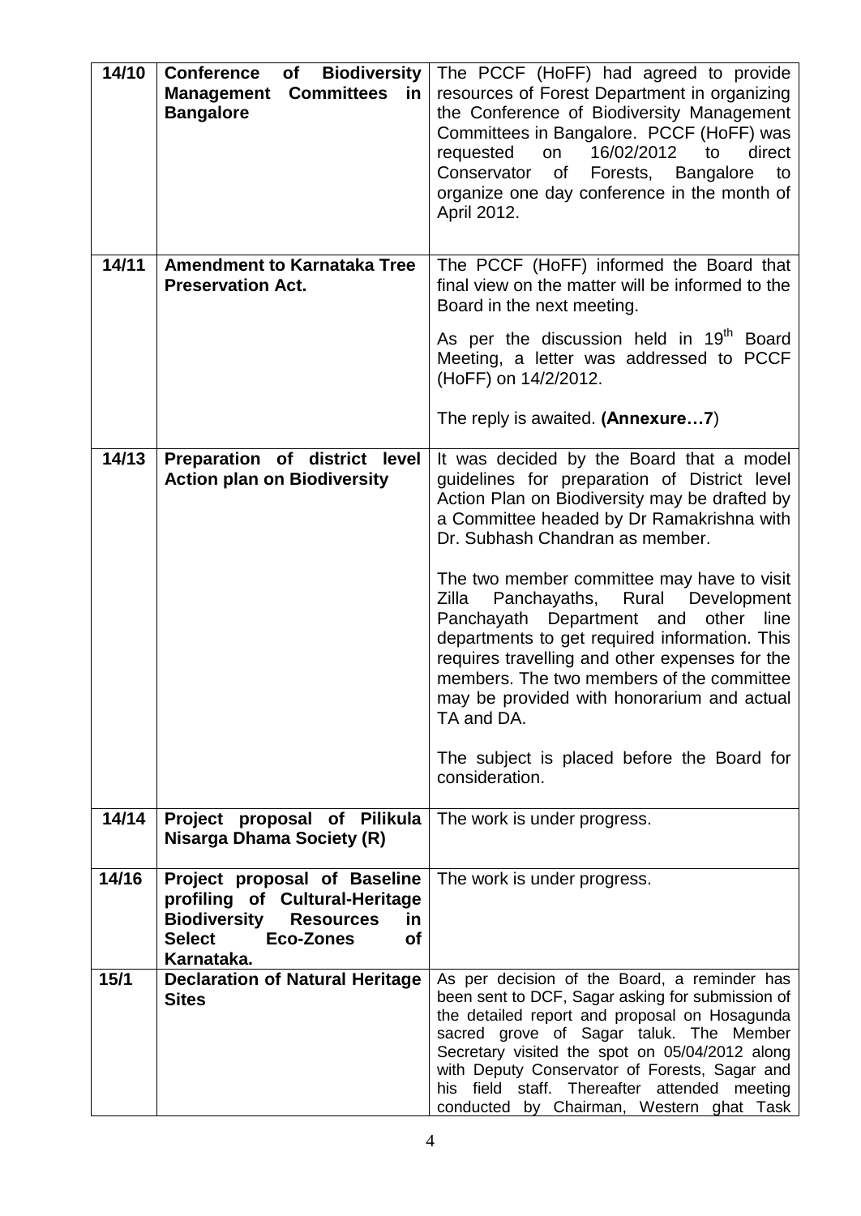| | | |
|---|---|---|
| **14/10** | **Conference of Biodiversity Management Committees in Bangalore** | The PCCF (HoFF) had agreed to provide resources of Forest Department in organizing the Conference of Biodiversity Management Committees in Bangalore. PCCF (HoFF) was requested on 16/02/2012 to direct Conservator of Forests, Bangalore to organize one day conference in the month of April 2012. |
| **14/11** | **Amendment to Karnataka Tree Preservation Act.** | The PCCF (HoFF) informed the Board that final view on the matter will be informed to the Board in the next meeting.<br><br>As per the discussion held in 19th Board Meeting, a letter was addressed to PCCF (HoFF) on 14/2/2012.<br><br>The reply is awaited. **(Annexure…7**) |
| **14/13** | **Preparation of district level Action plan on Biodiversity** | It was decided by the Board that a model guidelines for preparation of District level Action Plan on Biodiversity may be drafted by a Committee headed by Dr Ramakrishna with Dr. Subhash Chandran as member.<br><br>The two member committee may have to visit Zilla Panchayaths, Rural Development Panchayath Department and other line departments to get required information. This requires travelling and other expenses for the members. The two members of the committee may be provided with honorarium and actual TA and DA.<br><br>The subject is placed before the Board for consideration. |
| **14/14** | **Project proposal of Pilikula Nisarga Dhama Society (R)** | The work is under progress. |
| **14/16** | **Project proposal of Baseline profiling of Cultural-Heritage Biodiversity Resources in Select Eco-Zones of Karnataka.** | The work is under progress. |
| **15/1** | **Declaration of Natural Heritage Sites** | As per decision of the Board, a reminder has been sent to DCF, Sagar asking for submission of the detailed report and proposal on Hosagunda sacred grove of Sagar taluk. The Member Secretary visited the spot on 05/04/2012 along with Deputy Conservator of Forests, Sagar and his field staff. Thereafter attended meeting conducted by Chairman, Western ghat Task |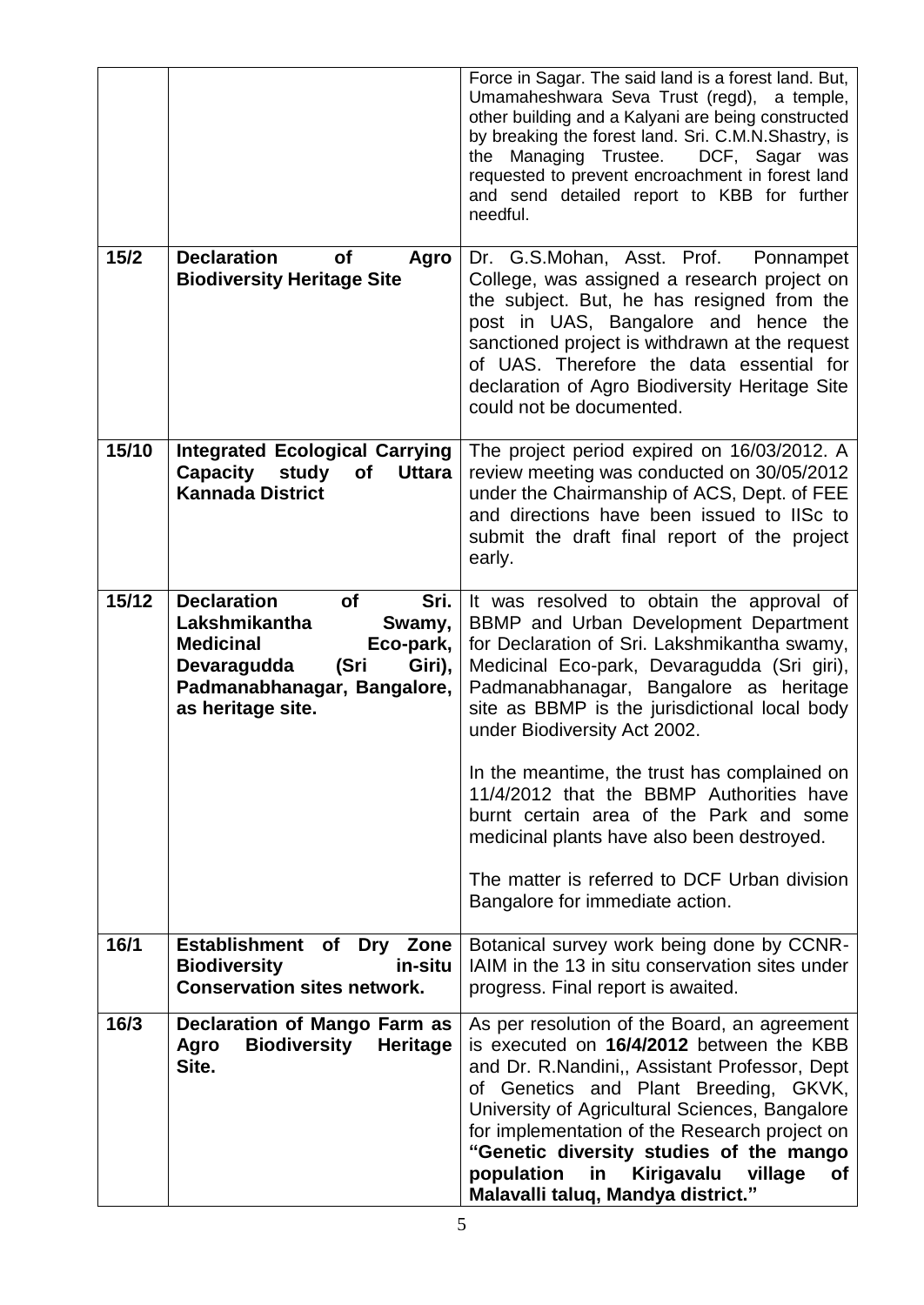| | | |
|---|---|---|
| | | Force in Sagar. The said land is a forest land. But, Umamaheshwara Seva Trust (regd), a temple, other building and a Kalyani are being constructed by breaking the forest land. Sri. C.M.N.Shastry, is the Managing Trustee. DCF, Sagar was requested to prevent encroachment in forest land and send detailed report to KBB for further needful. |
| **15/2** | **Declaration of Agro Biodiversity Heritage Site** | Dr. G.S.Mohan, Asst. Prof. Ponnampet College, was assigned a research project on the subject. But, he has resigned from the post in UAS, Bangalore and hence the sanctioned project is withdrawn at the request of UAS. Therefore the data essential for declaration of Agro Biodiversity Heritage Site could not be documented. |
| **15/10** | **Integrated Ecological Carrying Capacity study of Uttara Kannada District** | The project period expired on 16/03/2012. A review meeting was conducted on 30/05/2012 under the Chairmanship of ACS, Dept. of FEE and directions have been issued to IISc to submit the draft final report of the project early. |
| **15/12** | **Declaration of Sri. Lakshmikantha Swamy, Medicinal Eco-park, Devaragudda (Sri Giri), Padmanabhanagar, Bangalore, as heritage site.** | It was resolved to obtain the approval of BBMP and Urban Development Department for Declaration of Sri. Lakshmikantha swamy, Medicinal Eco-park, Devaragudda (Sri giri), Padmanabhanagar, Bangalore as heritage site as BBMP is the jurisdictional local body under Biodiversity Act 2002.<br><br>In the meantime, the trust has complained on 11/4/2012 that the BBMP Authorities have burnt certain area of the Park and some medicinal plants have also been destroyed.<br><br>The matter is referred to DCF Urban division Bangalore for immediate action. |
| **16/1** | **Establishment of Dry Zone Biodiversity in-situ Conservation sites network.** | Botanical survey work being done by CCNR-IAIM in the 13 in situ conservation sites under progress. Final report is awaited. |
| **16/3** | **Declaration of Mango Farm as Agro Biodiversity Heritage Site.** | As per resolution of the Board, an agreement is executed on **16/4/2012** between the KBB and Dr. R.Nandini,, Assistant Professor, Dept of Genetics and Plant Breeding, GKVK, University of Agricultural Sciences, Bangalore for implementation of the Research project on **"Genetic diversity studies of the mango population in Kirigavalu village of Malavalli taluq, Mandya district."** |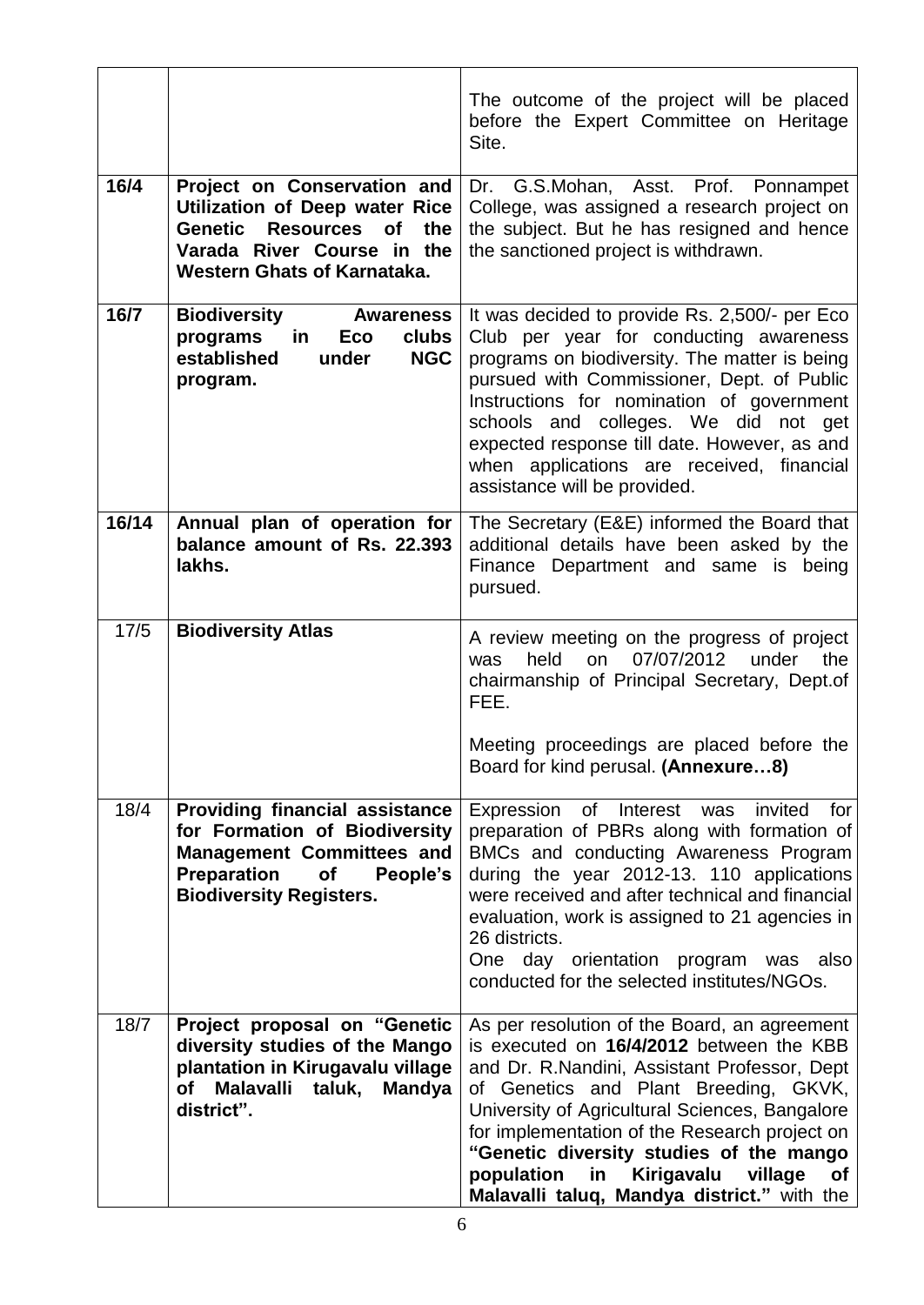| | | |
|---|---|---|
| | | The outcome of the project will be placed before the Expert Committee on Heritage Site. |
| **16/4** | **Project on Conservation and Utilization of Deep water Rice Genetic Resources of the Varada River Course in the Western Ghats of Karnataka.** | Dr. G.S.Mohan, Asst. Prof. Ponnampet College, was assigned a research project on the subject. But he has resigned and hence the sanctioned project is withdrawn. |
| **16/7** | **Biodiversity Awareness programs in Eco clubs established under NGC program.** | It was decided to provide Rs. 2,500/- per Eco Club per year for conducting awareness programs on biodiversity. The matter is being pursued with Commissioner, Dept. of Public Instructions for nomination of government schools and colleges. We did not get expected response till date. However, as and when applications are received, financial assistance will be provided. |
| **16/14** | **Annual plan of operation for balance amount of Rs. 22.393 lakhs.** | The Secretary (E&E) informed the Board that additional details have been asked by the Finance Department and same is being pursued. |
| 17/5 | **Biodiversity Atlas** | A review meeting on the progress of project was held on 07/07/2012 under the chairmanship of Principal Secretary, Dept.of FEE.<br><br>Meeting proceedings are placed before the Board for kind perusal. **(Annexure…8)** |
| 18/4 | **Providing financial assistance for Formation of Biodiversity Management Committees and Preparation of People's Biodiversity Registers.** | Expression of Interest was invited for preparation of PBRs along with formation of BMCs and conducting Awareness Program during the year 2012-13. 110 applications were received and after technical and financial evaluation, work is assigned to 21 agencies in 26 districts.<br>One day orientation program was also conducted for the selected institutes/NGOs. |
| 18/7 | **Project proposal on "Genetic diversity studies of the Mango plantation in Kirugavalu village of Malavalli taluk, Mandya district".** | As per resolution of the Board, an agreement is executed on **16/4/2012** between the KBB and Dr. R.Nandini, Assistant Professor, Dept of Genetics and Plant Breeding, GKVK, University of Agricultural Sciences, Bangalore for implementation of the Research project on **"Genetic diversity studies of the mango population in Kirigavalu village of Malavalli taluq, Mandya district."** with the |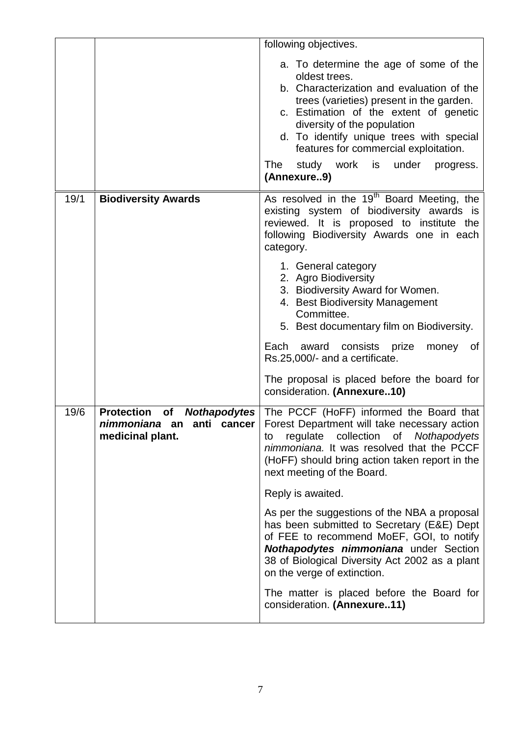| | | |
|---|---|---|
| | | following objectives.<br><br>a. To determine the age of some of the oldest trees.<br>b. Characterization and evaluation of the trees (varieties) present in the garden.<br>c. Estimation of the extent of genetic diversity of the population<br>d. To identify unique trees with special features for commercial exploitation.<br><br>The study work is under progress. **(Annexure..9)** |
| 19/1 | **Biodiversity Awards** | As resolved in the 19th Board Meeting, the existing system of biodiversity awards is reviewed. It is proposed to institute the following Biodiversity Awards one in each category.<br><br>1. General category<br>2. Agro Biodiversity<br>3. Biodiversity Award for Women.<br>4. Best Biodiversity Management Committee.<br>5. Best documentary film on Biodiversity.<br><br>Each award consists prize money of Rs.25,000/- and a certificate.<br><br>The proposal is placed before the board for consideration. **(Annexure..10)** |
| 19/6 | **Protection of *Nothapodytes nimmoniana* an anti cancer medicinal plant.** | The PCCF (HoFF) informed the Board that Forest Department will take necessary action to regulate collection of *Nothapodyets nimmoniana.* It was resolved that the PCCF (HoFF) should bring action taken report in the next meeting of the Board.<br><br>Reply is awaited.<br><br>As per the suggestions of the NBA a proposal has been submitted to Secretary (E&E) Dept of FEE to recommend MoEF, GOI, to notify ***Nothapodytes nimmoniana*** under Section 38 of Biological Diversity Act 2002 as a plant on the verge of extinction.<br><br>The matter is placed before the Board for consideration. **(Annexure..11)** |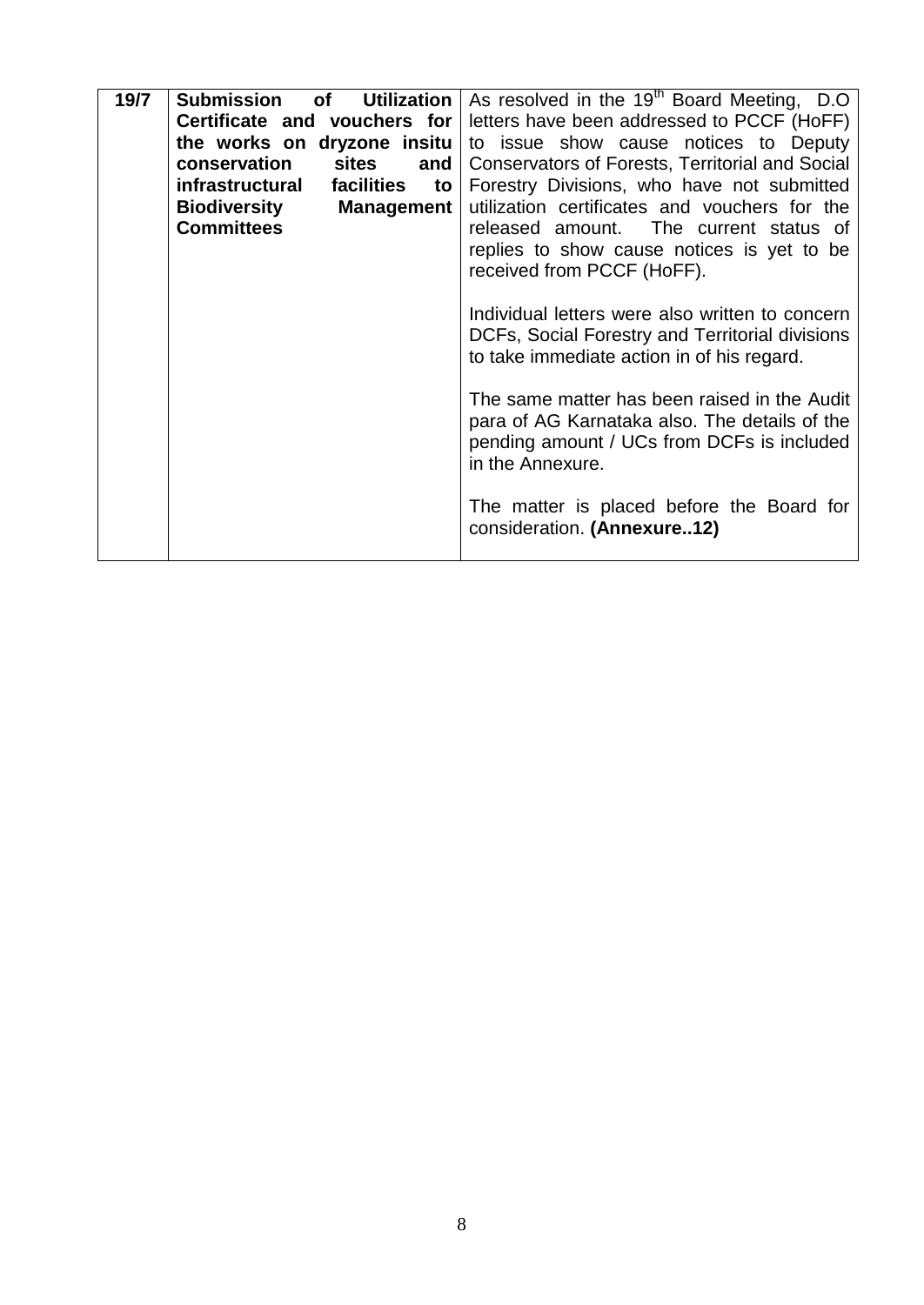| | | |
|---|---|---|
| **19/7** | **Submission of Utilization Certificate and vouchers for the works on dryzone insitu conservation sites and infrastructural facilities to Biodiversity Management Committees** | As resolved in the 19th Board Meeting, D.O letters have been addressed to PCCF (HoFF) to issue show cause notices to Deputy Conservators of Forests, Territorial and Social Forestry Divisions, who have not submitted utilization certificates and vouchers for the released amount. The current status of replies to show cause notices is yet to be received from PCCF (HoFF).<br><br>Individual letters were also written to concern DCFs, Social Forestry and Territorial divisions to take immediate action in of his regard.<br><br>The same matter has been raised in the Audit para of AG Karnataka also. The details of the pending amount / UCs from DCFs is included in the Annexure.<br><br>The matter is placed before the Board for consideration. **(Annexure..12)** |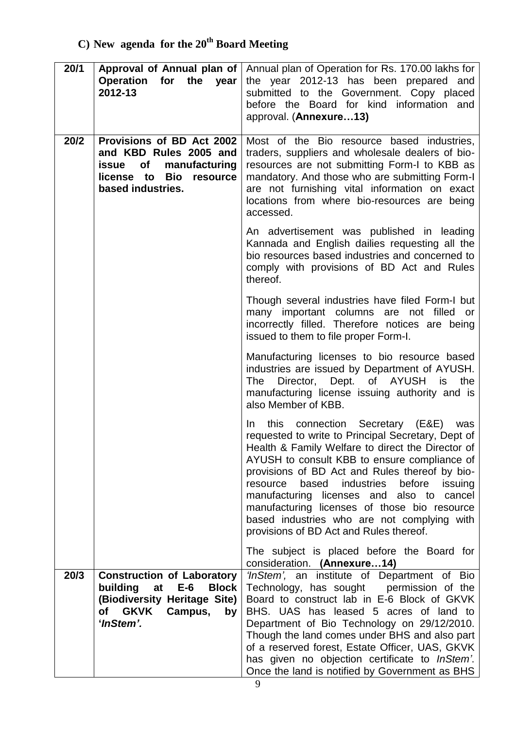## C) New agenda for the 20[th] Board Meeting

| | | |
|---|---|---|
| **20/1** | **Approval of Annual plan of Operation for the year 2012-13** | Annual plan of Operation for Rs. 170.00 lakhs for the year 2012-13 has been prepared and submitted to the Government. Copy placed before the Board for kind information and approval. (**Annexure…13)** |
| **20/2** | **Provisions of BD Act 2002 and KBD Rules 2005 and issue of manufacturing license to Bio resource based industries.** | Most of the Bio resource based industries, traders, suppliers and wholesale dealers of bio-resources are not submitting Form-I to KBB as mandatory. And those who are submitting Form-I are not furnishing vital information on exact locations from where bio-resources are being accessed.<br><br>An advertisement was published in leading Kannada and English dailies requesting all the bio resources based industries and concerned to comply with provisions of BD Act and Rules thereof.<br><br>Though several industries have filed Form-I but many important columns are not filled or incorrectly filled. Therefore notices are being issued to them to file proper Form-I.<br><br>Manufacturing licenses to bio resource based industries are issued by Department of AYUSH. The Director, Dept. of AYUSH is the manufacturing license issuing authority and is also Member of KBB.<br><br>In this connection Secretary (E&E) was requested to write to Principal Secretary, Dept of Health & Family Welfare to direct the Director of AYUSH to consult KBB to ensure compliance of provisions of BD Act and Rules thereof by bio-resource based industries before issuing manufacturing licenses and also to cancel manufacturing licenses of those bio resource based industries who are not complying with provisions of BD Act and Rules thereof.<br><br>The subject is placed before the Board for consideration. **(Annexure…14)** |
| **20/3** | **Construction of Laboratory building at E-6 Block (Biodiversity Heritage Site) of GKVK Campus, by '*InStem*'.** | *'InStem',* an institute of Department of Bio Technology, has sought permission of the Board to construct lab in E-6 Block of GKVK BHS. UAS has leased 5 acres of land to Department of Bio Technology on 29/12/2010. Though the land comes under BHS and also part of a reserved forest, Estate Officer, UAS, GKVK has given no objection certificate to *InStem'*. Once the land is notified by Government as BHS |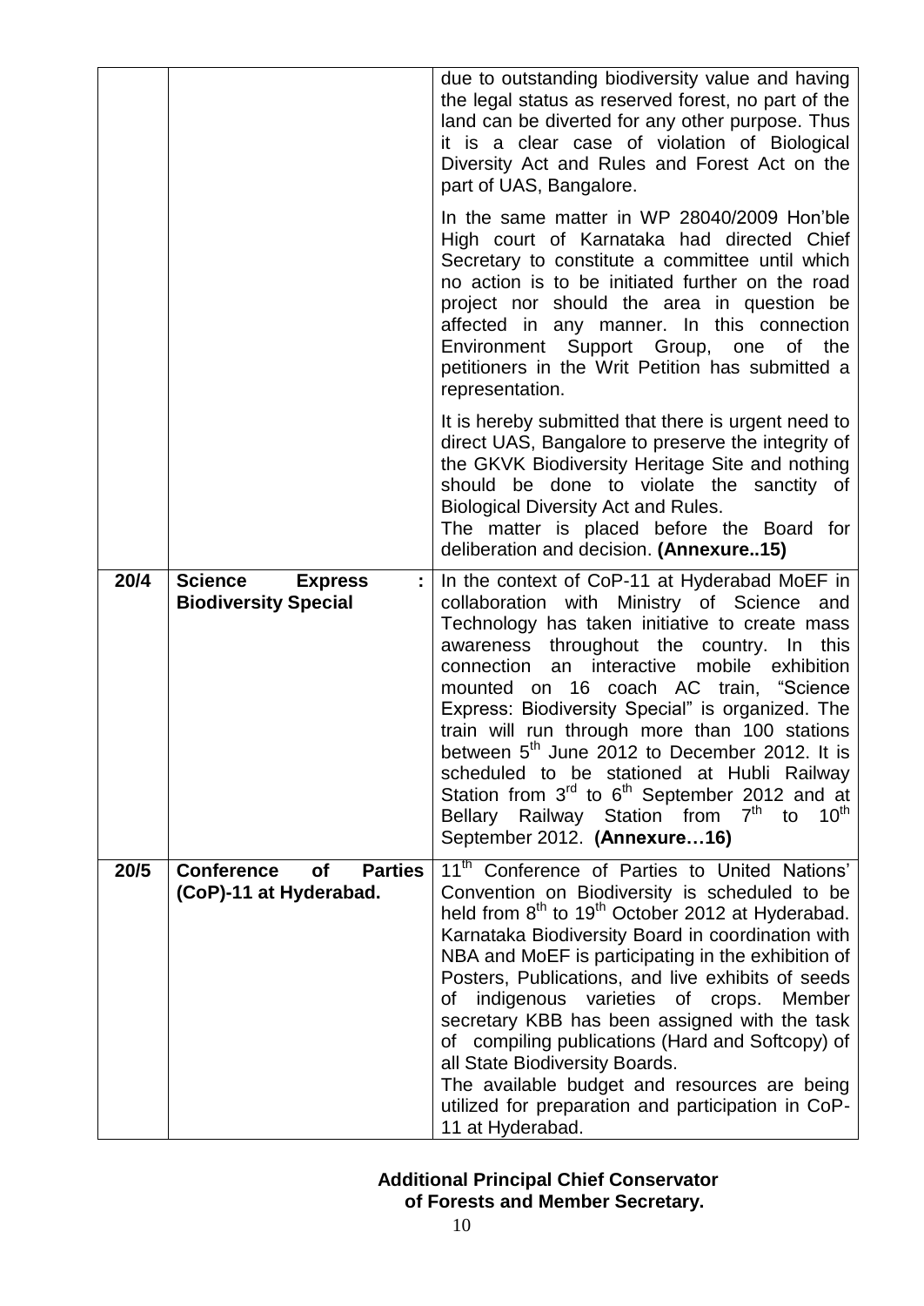| | | |
|---|---|---|
| | | due to outstanding biodiversity value and having the legal status as reserved forest, no part of the land can be diverted for any other purpose. Thus it is a clear case of violation of Biological Diversity Act and Rules and Forest Act on the part of UAS, Bangalore.<br><br>In the same matter in WP 28040/2009 Hon'ble High court of Karnataka had directed Chief Secretary to constitute a committee until which no action is to be initiated further on the road project nor should the area in question be affected in any manner. In this connection Environment Support Group, one of the petitioners in the Writ Petition has submitted a representation.<br><br>It is hereby submitted that there is urgent need to direct UAS, Bangalore to preserve the integrity of the GKVK Biodiversity Heritage Site and nothing should be done to violate the sanctity of Biological Diversity Act and Rules.<br>The matter is placed before the Board for deliberation and decision. **(Annexure..15)** |
| **20/4** | **Science Express : Biodiversity Special** | In the context of CoP-11 at Hyderabad MoEF in collaboration with Ministry of Science and Technology has taken initiative to create mass awareness throughout the country. In this connection an interactive mobile exhibition mounted on 16 coach AC train, "Science Express: Biodiversity Special" is organized. The train will run through more than 100 stations between 5th June 2012 to December 2012. It is scheduled to be stationed at Hubli Railway Station from 3rd to 6th September 2012 and at Bellary Railway Station from 7th to 10th September 2012. **(Annexure…16)** |
| **20/5** | **Conference of Parties (CoP)-11 at Hyderabad.** | 11th Conference of Parties to United Nations' Convention on Biodiversity is scheduled to be held from 8th to 19th October 2012 at Hyderabad. Karnataka Biodiversity Board in coordination with NBA and MoEF is participating in the exhibition of Posters, Publications, and live exhibits of seeds of indigenous varieties of crops. Member secretary KBB has been assigned with the task of compiling publications (Hard and Softcopy) of all State Biodiversity Boards.<br>The available budget and resources are being utilized for preparation and participation in CoP-11 at Hyderabad. |

**Additional Principal Chief Conservator of Forests and Member Secretary.**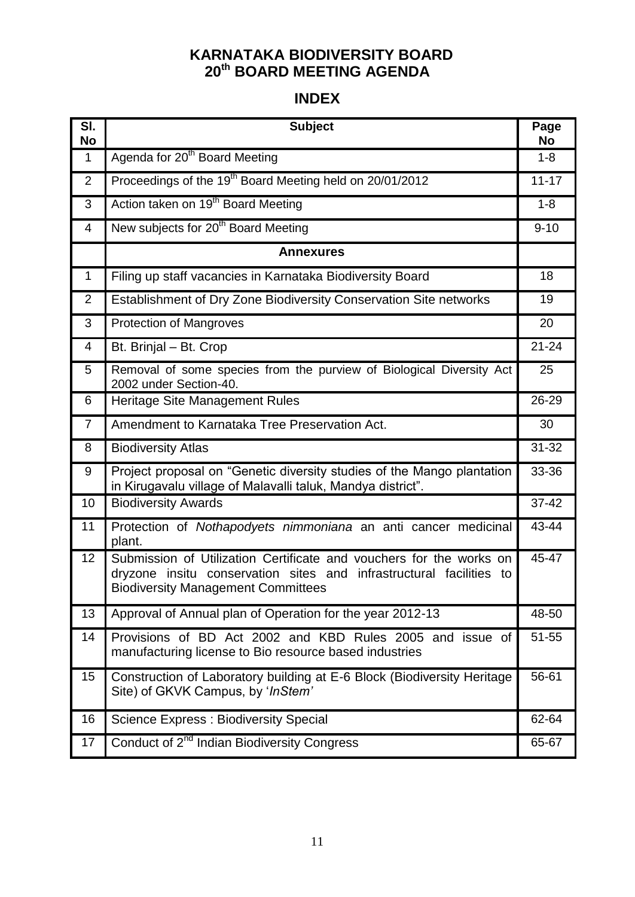# KARNATAKA BIODIVERSITY BOARD
# 20th BOARD MEETING AGENDA

## INDEX

| Sl. No | Subject | Page No |
|---|---|---|
| 1 | Agenda for 20th Board Meeting | 1-8 |
| 2 | Proceedings of the 19th Board Meeting held on 20/01/2012 | 11-17 |
| 3 | Action taken on 19th Board Meeting | 1-8 |
| 4 | New subjects for 20th Board Meeting | 9-10 |
| | **Annexures** | |
| 1 | Filing up staff vacancies in Karnataka Biodiversity Board | 18 |
| 2 | Establishment of Dry Zone Biodiversity Conservation Site networks | 19 |
| 3 | Protection of Mangroves | 20 |
| 4 | Bt. Brinjal – Bt. Crop | 21-24 |
| 5 | Removal of some species from the purview of Biological Diversity Act 2002 under Section-40. | 25 |
| 6 | Heritage Site Management Rules | 26-29 |
| 7 | Amendment to Karnataka Tree Preservation Act. | 30 |
| 8 | Biodiversity Atlas | 31-32 |
| 9 | Project proposal on "Genetic diversity studies of the Mango plantation in Kirugavalu village of Malavalli taluk, Mandya district". | 33-36 |
| 10 | Biodiversity Awards | 37-42 |
| 11 | Protection of *Nothapodyets nimmoniana* an anti cancer medicinal plant. | 43-44 |
| 12 | Submission of Utilization Certificate and vouchers for the works on dryzone insitu conservation sites and infrastructural facilities to Biodiversity Management Committees | 45-47 |
| 13 | Approval of Annual plan of Operation for the year 2012-13 | 48-50 |
| 14 | Provisions of BD Act 2002 and KBD Rules 2005 and issue of manufacturing license to Bio resource based industries | 51-55 |
| 15 | Construction of Laboratory building at E-6 Block (Biodiversity Heritage Site) of GKVK Campus, by '*InStem*' | 56-61 |
| 16 | Science Express : Biodiversity Special | 62-64 |
| 17 | Conduct of 2nd Indian Biodiversity Congress | 65-67 |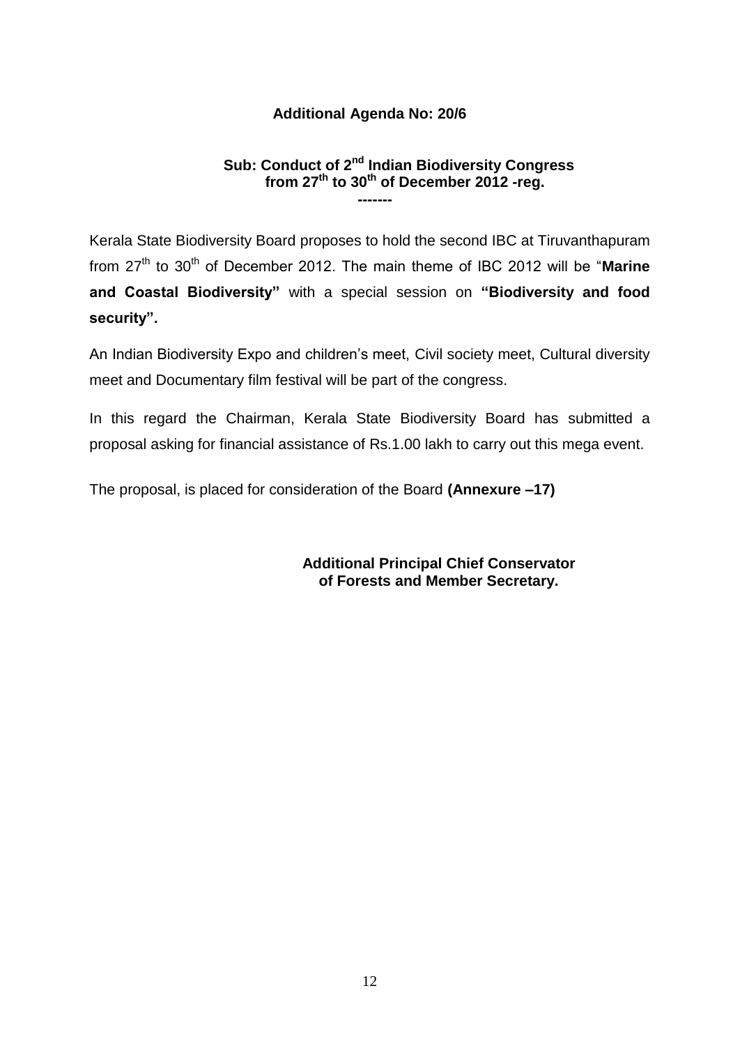**Additional Agenda No: 20/6**

**Sub: Conduct of 2nd Indian Biodiversity Congress from 27th to 30th of December 2012 -reg.**

**-------**

Kerala State Biodiversity Board proposes to hold the second IBC at Tiruvanthapuram from 27th to 30th of December 2012. The main theme of IBC 2012 will be "**Marine and Coastal Biodiversity"** with a special session on **"Biodiversity and food security".**

An Indian Biodiversity Expo and children's meet, Civil society meet, Cultural diversity meet and Documentary film festival will be part of the congress.

In this regard the Chairman, Kerala State Biodiversity Board has submitted a proposal asking for financial assistance of Rs.1.00 lakh to carry out this mega event.

The proposal, is placed for consideration of the Board **(Annexure –17)**

**Additional Principal Chief Conservator of Forests and Member Secretary.**